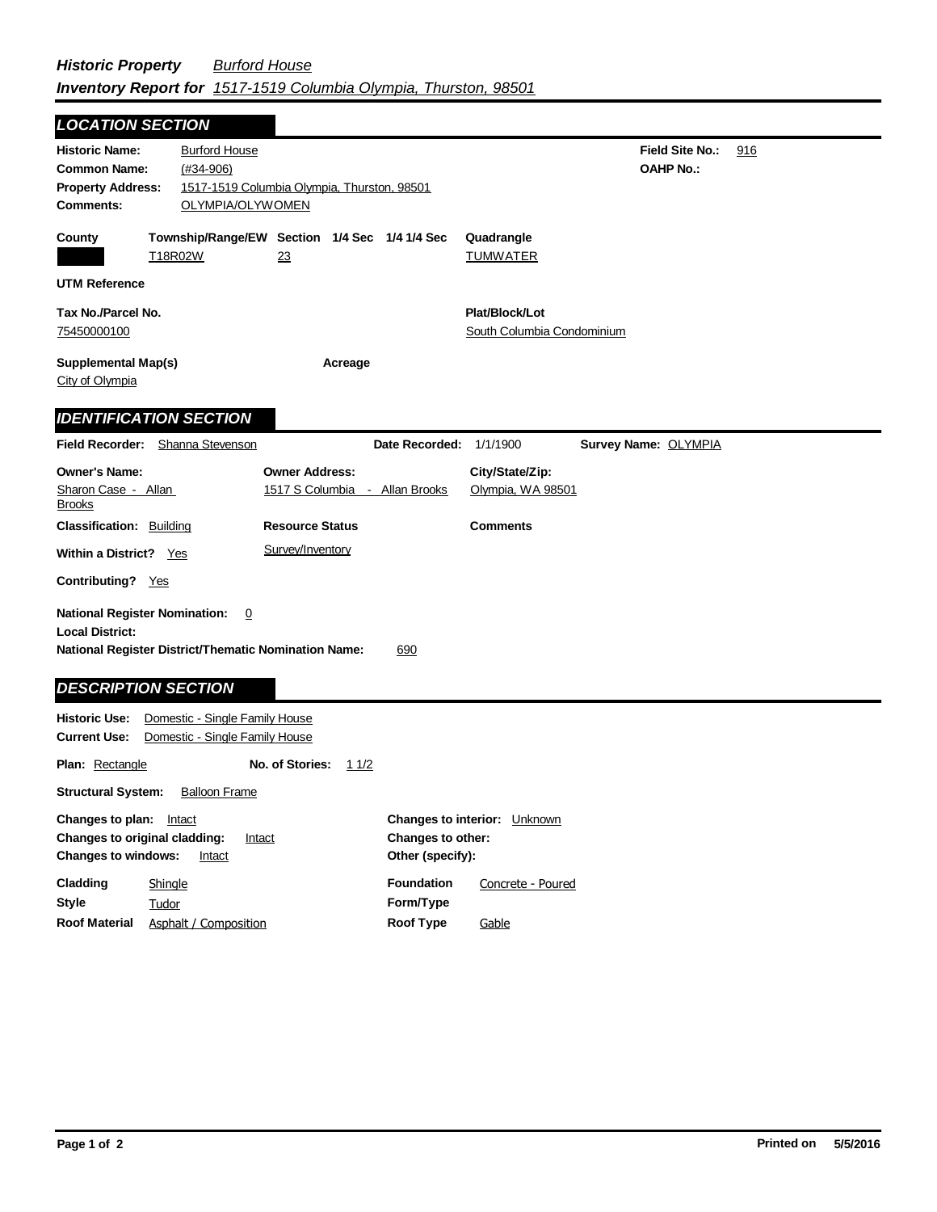# *Historic Property* *Burford House*

## *Inventory Report for* *1517-1519 Columbia Olympia, Thurston, 98501*

## LOCATION SECTION

**Historic Name:** Burford House
**Common Name:** (#34-906)
**Property Address:** 1517-1519 Columbia Olympia, Thurston, 98501
**Comments:** OLYMPIA/OLYWOMEN

**Field Site No.:** 916
**OAHP No.:**

| County | Township/Range/EW | Section | 1/4 Sec | 1/4 1/4 Sec | Quadrangle |
|---|---|---|---|---|---|
| | T18R02W | 23 | | | TUMWATER |

**UTM Reference**

**Tax No./Parcel No.**
75450000100

**Plat/Block/Lot**
South Columbia Condominium

**Supplemental Map(s)**
City of Olympia

**Acreage**

## IDENTIFICATION SECTION

**Field Recorder:** Shanna Stevenson
**Date Recorded:** 1/1/1900
**Survey Name:** OLYMPIA

| Owner's Name: | Owner Address: | City/State/Zip: |
|---|---|---|
| Sharon Case - Allan Brooks | 1517 S Columbia - Allan Brooks | Olympia, WA 98501 |

**Classification:** Building
**Resource Status:** Survey/Inventory
**Comments**

**Within a District?** Yes

**Contributing?** Yes

**National Register Nomination:** 0
**Local District:**
**National Register District/Thematic Nomination Name:** 690

## DESCRIPTION SECTION

**Historic Use:** Domestic - Single Family House
**Current Use:** Domestic - Single Family House

**Plan:** Rectangle
**No. of Stories:** 1 1/2

**Structural System:** Balloon Frame

**Changes to plan:** Intact
**Changes to original cladding:** Intact
**Changes to windows:** Intact

**Changes to interior:** Unknown
**Changes to other:**
**Other (specify):**

**Cladding:** Shingle
**Style:** Tudor
**Roof Material:** Asphalt / Composition

**Foundation:** Concrete - Poured
**Form/Type:**
**Roof Type:** Gable

Printed on 5/5/2016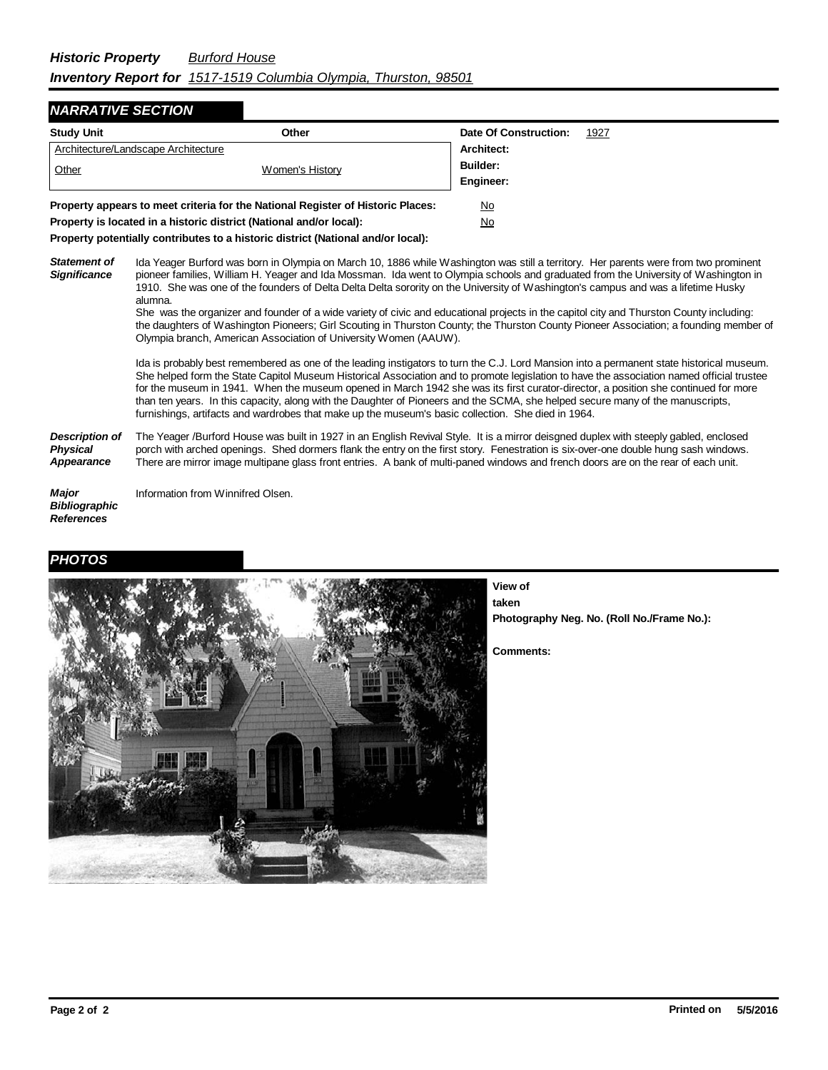**Historic Property** *Burford House*
**Inventory Report for** *1517-1519 Columbia Olympia, Thurston, 98501*

## NARRATIVE SECTION

| Study Unit | Other | | |
|---|---|---|---|
| Architecture/Landscape Architecture | | Date Of Construction: | 1927 |
| Other | Women's History | Architect: | |
| | | Builder: | |
| | | Engineer: | |

**Property appears to meet criteria for the National Register of Historic Places:** No

**Property is located in a historic district (National and/or local):** No

**Property potentially contributes to a historic district (National and/or local):**

***Statement of Significance***

Ida Yeager Burford was born in Olympia on March 10, 1886 while Washington was still a territory. Her parents were from two prominent pioneer families, William H. Yeager and Ida Mossman. Ida went to Olympia schools and graduated from the University of Washington in 1910. She was one of the founders of Delta Delta Delta sorority on the University of Washington's campus and was a lifetime Husky alumna.

She was the organizer and founder of a wide variety of civic and educational projects in the capitol city and Thurston County including: the daughters of Washington Pioneers; Girl Scouting in Thurston County; the Thurston County Pioneer Association; a founding member of Olympia branch, American Association of University Women (AAUW).

Ida is probably best remembered as one of the leading instigators to turn the C.J. Lord Mansion into a permanent state historical museum. She helped form the State Capitol Museum Historical Association and to promote legislation to have the association named official trustee for the museum in 1941. When the museum opened in March 1942 she was its first curator-director, a position she continued for more than ten years. In this capacity, along with the Daughter of Pioneers and the SCMA, she helped secure many of the manuscripts, furnishings, artifacts and wardrobes that make up the museum's basic collection. She died in 1964.

***Description of Physical Appearance***

The Yeager /Burford House was built in 1927 in an English Revival Style. It is a mirror deisgned duplex with steeply gabled, enclosed porch with arched openings. Shed dormers flank the entry on the first story. Fenestration is six-over-one double hung sash windows. There are mirror image multipane glass front entries. A bank of multi-paned windows and french doors are on the rear of each unit.

***Major Bibliographic References***

Information from Winnifred Olsen.

## PHOTOS

**View of**
**taken**
**Photography Neg. No. (Roll No./Frame No.):**

**Comments:**

**Printed on** 5/5/2016